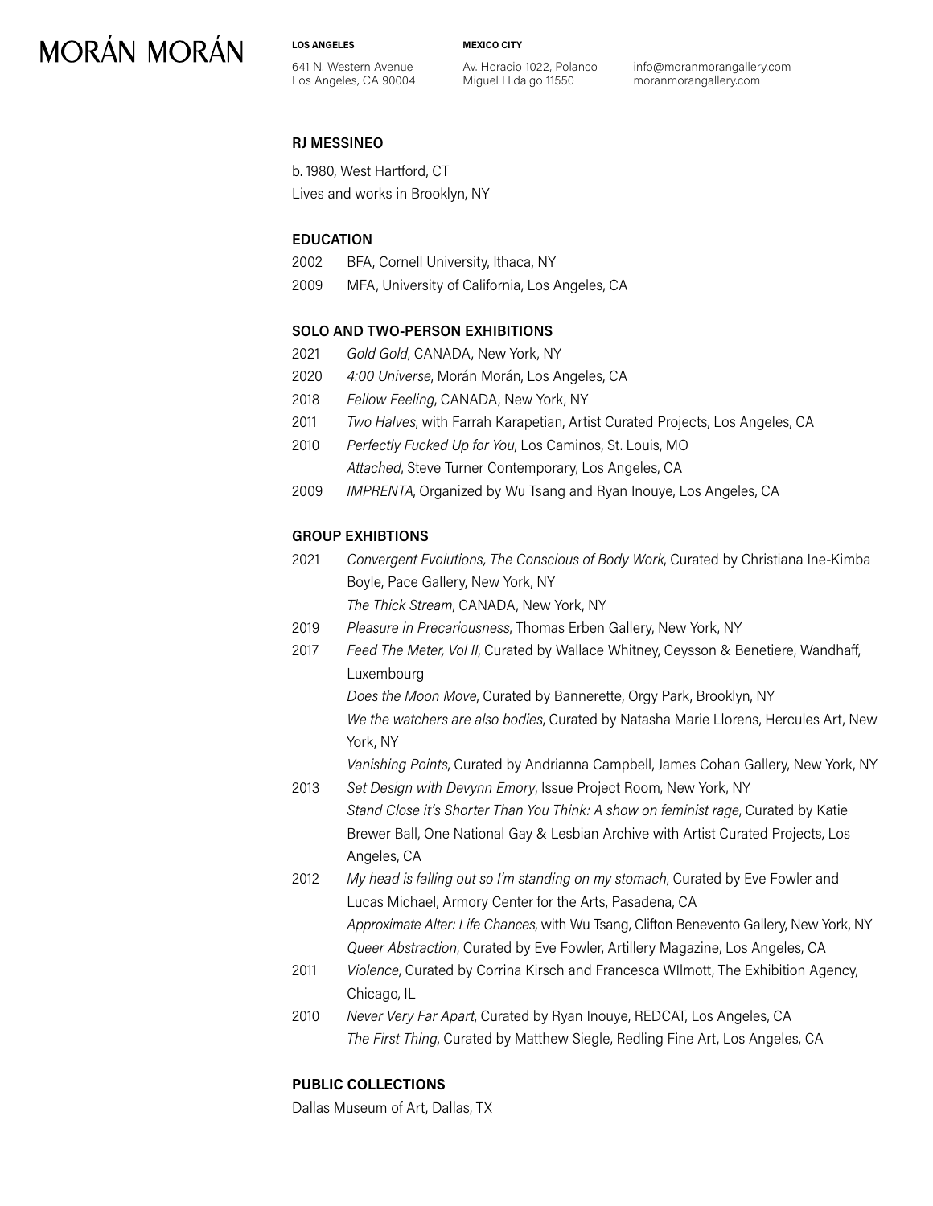# MORÁN MORÁN

**LOS ANGELES**
641 N. Western Avenue
Los Angeles, CA 90004

**MEXICO CITY**
Av. Horacio 1022, Polanco
Miguel Hidalgo 11550

info@moranmorangallery.com
moranmorangallery.com

## RJ MESSINEO

b. 1980, West Hartford, CT
Lives and works in Brooklyn, NY

### EDUCATION

2002 BFA, Cornell University, Ithaca, NY
2009 MFA, University of California, Los Angeles, CA

### SOLO AND TWO-PERSON EXHIBITIONS

2021 *Gold Gold*, CANADA, New York, NY
2020 *4:00 Universe*, Morán Morán, Los Angeles, CA
2018 *Fellow Feeling*, CANADA, New York, NY
2011 *Two Halves*, with Farrah Karapetian, Artist Curated Projects, Los Angeles, CA
2010 *Perfectly Fucked Up for You*, Los Caminos, St. Louis, MO
*Attached*, Steve Turner Contemporary, Los Angeles, CA
2009 *IMPRENTA*, Organized by Wu Tsang and Ryan Inouye, Los Angeles, CA

### GROUP EXHIBTIONS

2021 *Convergent Evolutions, The Conscious of Body Work*, Curated by Christiana Ine-Kimba Boyle, Pace Gallery, New York, NY
*The Thick Stream*, CANADA, New York, NY
2019 *Pleasure in Precariousness*, Thomas Erben Gallery, New York, NY
2017 *Feed The Meter, Vol II*, Curated by Wallace Whitney, Ceysson & Benetiere, Wandhaff, Luxembourg
*Does the Moon Move*, Curated by Bannerette, Orgy Park, Brooklyn, NY
*We the watchers are also bodies*, Curated by Natasha Marie Llorens, Hercules Art, New York, NY
*Vanishing Points*, Curated by Andrianna Campbell, James Cohan Gallery, New York, NY
2013 *Set Design with Devynn Emory*, Issue Project Room, New York, NY
*Stand Close it's Shorter Than You Think: A show on feminist rage*, Curated by Katie Brewer Ball, One National Gay & Lesbian Archive with Artist Curated Projects, Los Angeles, CA
2012 *My head is falling out so I'm standing on my stomach*, Curated by Eve Fowler and Lucas Michael, Armory Center for the Arts, Pasadena, CA
*Approximate Alter: Life Chances*, with Wu Tsang, Clifton Benevento Gallery, New York, NY
*Queer Abstraction*, Curated by Eve Fowler, Artillery Magazine, Los Angeles, CA
2011 *Violence*, Curated by Corrina Kirsch and Francesca WIlmott, The Exhibition Agency, Chicago, IL
2010 *Never Very Far Apart*, Curated by Ryan Inouye, REDCAT, Los Angeles, CA
*The First Thing*, Curated by Matthew Siegle, Redling Fine Art, Los Angeles, CA

### PUBLIC COLLECTIONS

Dallas Museum of Art, Dallas, TX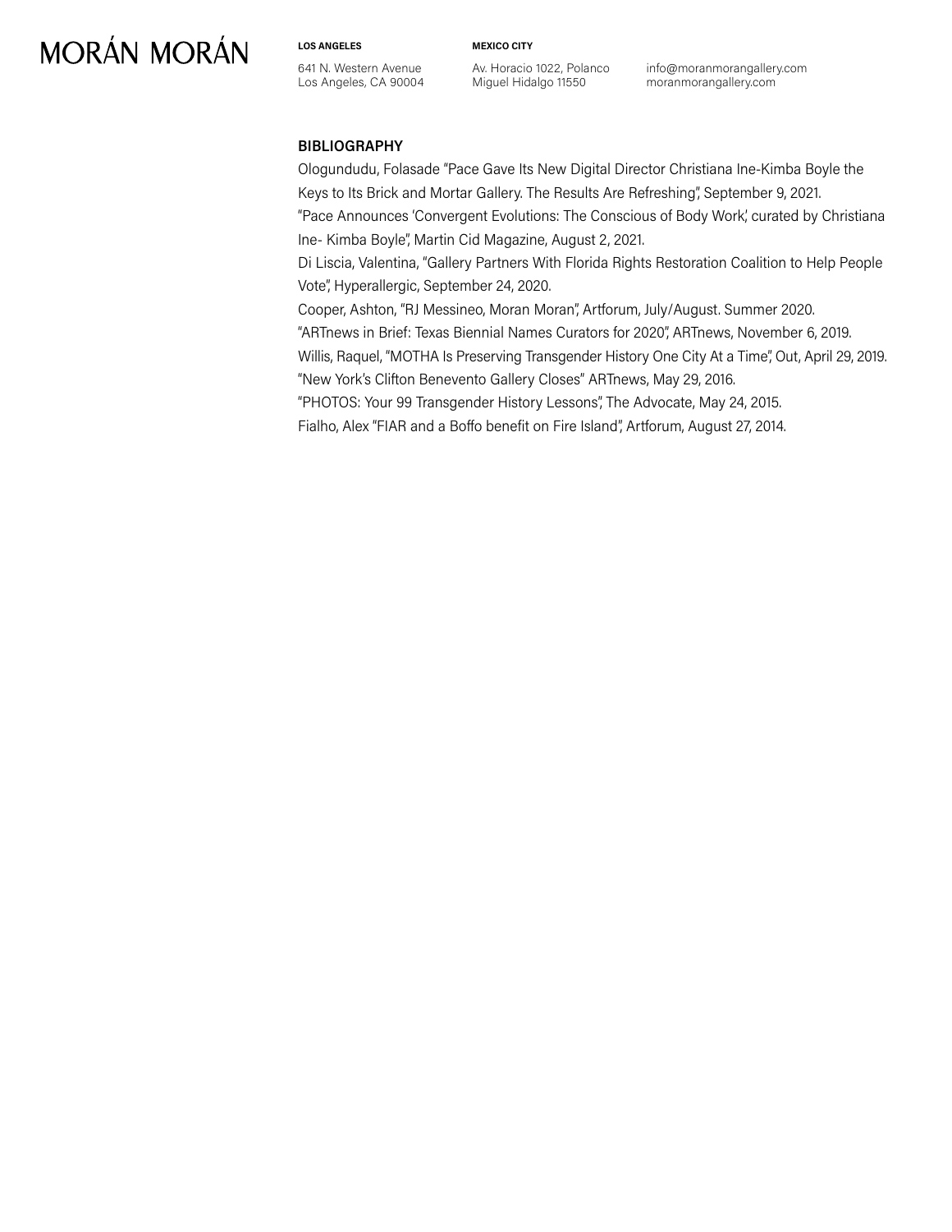## BIBLIOGRAPHY

Ologundudu, Folasade "Pace Gave Its New Digital Director Christiana Ine-Kimba Boyle the Keys to Its Brick and Mortar Gallery. The Results Are Refreshing", September 9, 2021.

"Pace Announces 'Convergent Evolutions: The Conscious of Body Work', curated by Christiana Ine- Kimba Boyle", Martin Cid Magazine, August 2, 2021.

Di Liscia, Valentina, "Gallery Partners With Florida Rights Restoration Coalition to Help People Vote", Hyperallergic, September 24, 2020.

Cooper, Ashton, "RJ Messineo, Moran Moran", Artforum, July/August. Summer 2020.

"ARTnews in Brief: Texas Biennial Names Curators for 2020", ARTnews, November 6, 2019.

Willis, Raquel, "MOTHA Is Preserving Transgender History One City At a Time", Out, April 29, 2019.

"New York's Clifton Benevento Gallery Closes" ARTnews, May 29, 2016.

"PHOTOS: Your 99 Transgender History Lessons", The Advocate, May 24, 2015.

Fialho, Alex "FIAR and a Boffo benefit on Fire Island", Artforum, August 27, 2014.